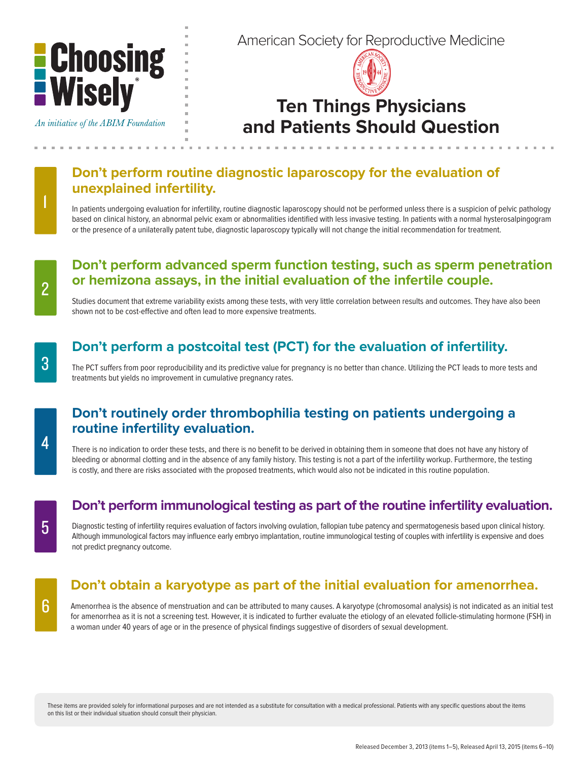**Choosing Wisely**®

*An initiative of the ABIM Foundation*

American Society for Reproductive Medicine

# Ten Things Physicians and Patients Should Question

## 1 Don't perform routine diagnostic laparoscopy for the evaluation of unexplained infertility.

In patients undergoing evaluation for infertility, routine diagnostic laparoscopy should not be performed unless there is a suspicion of pelvic pathology based on clinical history, an abnormal pelvic exam or abnormalities identified with less invasive testing. In patients with a normal hysterosalpingogram or the presence of a unilaterally patent tube, diagnostic laparoscopy typically will not change the initial recommendation for treatment.

## 2 Don't perform advanced sperm function testing, such as sperm penetration or hemizona assays, in the initial evaluation of the infertile couple.

Studies document that extreme variability exists among these tests, with very little correlation between results and outcomes. They have also been shown not to be cost-effective and often lead to more expensive treatments.

## 3 Don't perform a postcoital test (PCT) for the evaluation of infertility.

The PCT suffers from poor reproducibility and its predictive value for pregnancy is no better than chance. Utilizing the PCT leads to more tests and treatments but yields no improvement in cumulative pregnancy rates.

## 4 Don't routinely order thrombophilia testing on patients undergoing a routine infertility evaluation.

There is no indication to order these tests, and there is no benefit to be derived in obtaining them in someone that does not have any history of bleeding or abnormal clotting and in the absence of any family history. This testing is not a part of the infertility workup. Furthermore, the testing is costly, and there are risks associated with the proposed treatments, which would also not be indicated in this routine population.

## 5 Don't perform immunological testing as part of the routine infertility evaluation.

Diagnostic testing of infertility requires evaluation of factors involving ovulation, fallopian tube patency and spermatogenesis based upon clinical history. Although immunological factors may influence early embryo implantation, routine immunological testing of couples with infertility is expensive and does not predict pregnancy outcome.

## 6 Don't obtain a karyotype as part of the initial evaluation for amenorrhea.

Amenorrhea is the absence of menstruation and can be attributed to many causes. A karyotype (chromosomal analysis) is not indicated as an initial test for amenorrhea as it is not a screening test. However, it is indicated to further evaluate the etiology of an elevated follicle-stimulating hormone (FSH) in a woman under 40 years of age or in the presence of physical findings suggestive of disorders of sexual development.

These items are provided solely for informational purposes and are not intended as a substitute for consultation with a medical professional. Patients with any specific questions about the items on this list or their individual situation should consult their physician.

Released December 3, 2013 (items 1–5), Released April 13, 2015 (items 6–10)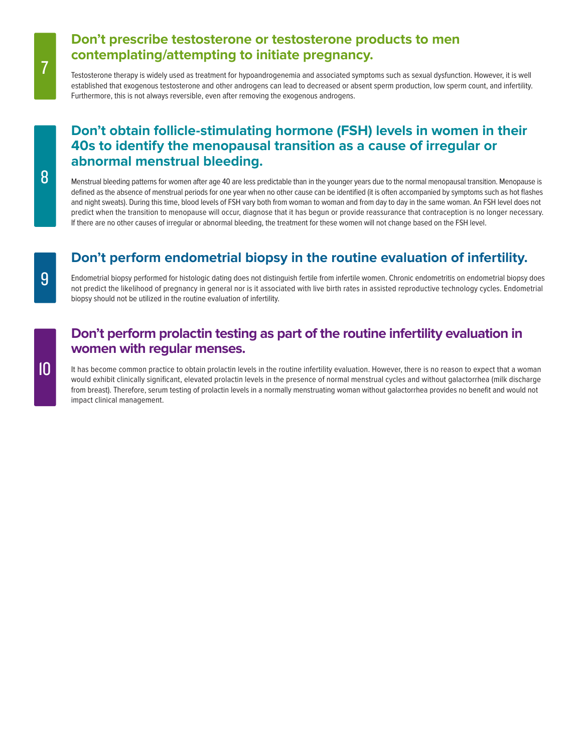## 7 Don't prescribe testosterone or testosterone products to men contemplating/attempting to initiate pregnancy.

Testosterone therapy is widely used as treatment for hypoandrogenemia and associated symptoms such as sexual dysfunction. However, it is well established that exogenous testosterone and other androgens can lead to decreased or absent sperm production, low sperm count, and infertility. Furthermore, this is not always reversible, even after removing the exogenous androgens.

## 8 Don't obtain follicle-stimulating hormone (FSH) levels in women in their 40s to identify the menopausal transition as a cause of irregular or abnormal menstrual bleeding.

Menstrual bleeding patterns for women after age 40 are less predictable than in the younger years due to the normal menopausal transition. Menopause is defined as the absence of menstrual periods for one year when no other cause can be identified (it is often accompanied by symptoms such as hot flashes and night sweats). During this time, blood levels of FSH vary both from woman to woman and from day to day in the same woman. An FSH level does not predict when the transition to menopause will occur, diagnose that it has begun or provide reassurance that contraception is no longer necessary. If there are no other causes of irregular or abnormal bleeding, the treatment for these women will not change based on the FSH level.

## 9 Don't perform endometrial biopsy in the routine evaluation of infertility.

Endometrial biopsy performed for histologic dating does not distinguish fertile from infertile women. Chronic endometritis on endometrial biopsy does not predict the likelihood of pregnancy in general nor is it associated with live birth rates in assisted reproductive technology cycles. Endometrial biopsy should not be utilized in the routine evaluation of infertility.

## 10 Don't perform prolactin testing as part of the routine infertility evaluation in women with regular menses.

It has become common practice to obtain prolactin levels in the routine infertility evaluation. However, there is no reason to expect that a woman would exhibit clinically significant, elevated prolactin levels in the presence of normal menstrual cycles and without galactorrhea (milk discharge from breast). Therefore, serum testing of prolactin levels in a normally menstruating woman without galactorrhea provides no benefit and would not impact clinical management.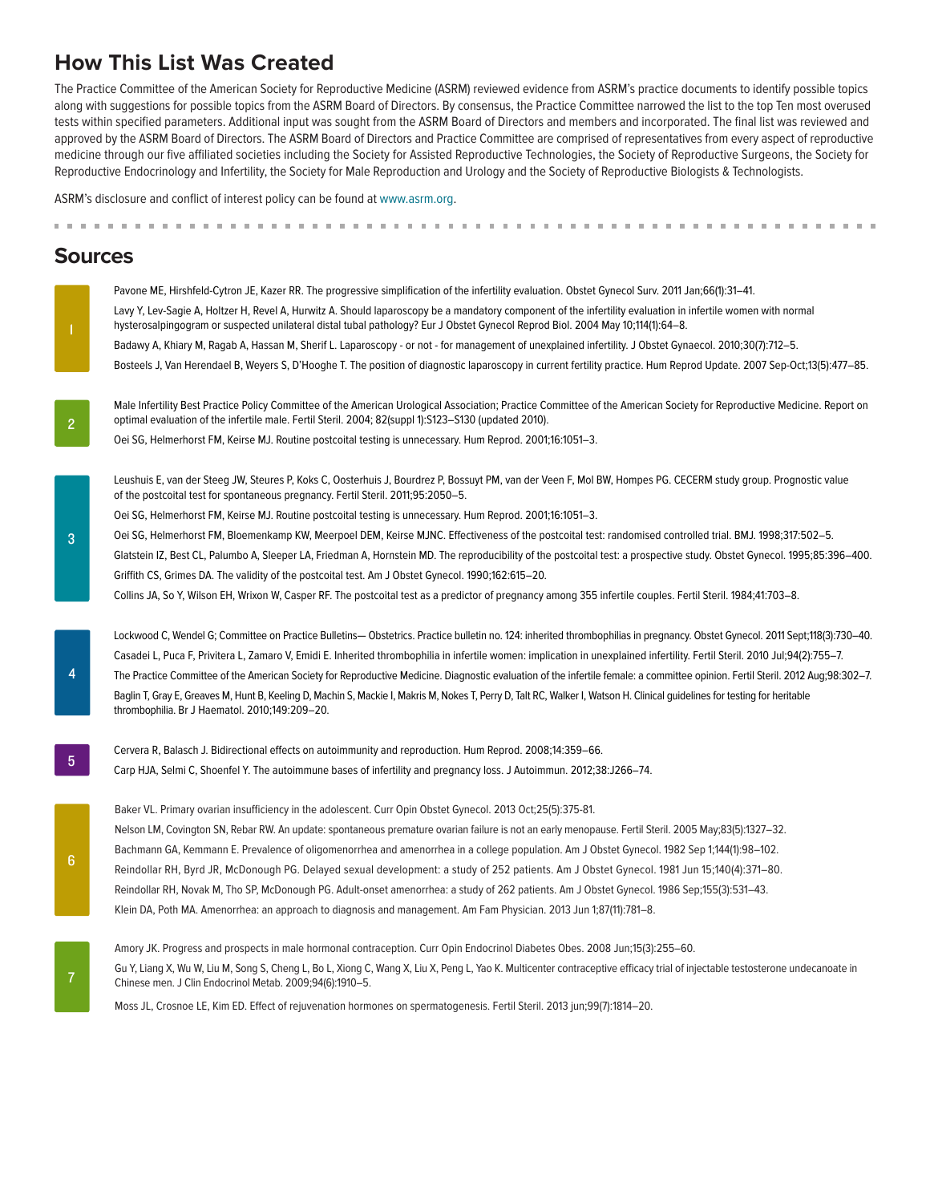## How This List Was Created

The Practice Committee of the American Society for Reproductive Medicine (ASRM) reviewed evidence from ASRM's practice documents to identify possible topics along with suggestions for possible topics from the ASRM Board of Directors. By consensus, the Practice Committee narrowed the list to the top Ten most overused tests within specified parameters. Additional input was sought from the ASRM Board of Directors and members and incorporated. The final list was reviewed and approved by the ASRM Board of Directors. The ASRM Board of Directors and Practice Committee are comprised of representatives from every aspect of reproductive medicine through our five affiliated societies including the Society for Assisted Reproductive Technologies, the Society of Reproductive Surgeons, the Society for Reproductive Endocrinology and Infertility, the Society for Male Reproduction and Urology and the Society of Reproductive Biologists & Technologists.

ASRM's disclosure and conflict of interest policy can be found at www.asrm.org.

## Sources

**1**

Pavone ME, Hirshfeld-Cytron JE, Kazer RR. The progressive simplification of the infertility evaluation. Obstet Gynecol Surv. 2011 Jan;66(1):31–41.

Lavy Y, Lev-Sagie A, Holtzer H, Revel A, Hurwitz A. Should laparoscopy be a mandatory component of the infertility evaluation in infertile women with normal hysterosalpingogram or suspected unilateral distal tubal pathology? Eur J Obstet Gynecol Reprod Biol. 2004 May 10;114(1):64–8.

Badawy A, Khiary M, Ragab A, Hassan M, Sherif L. Laparoscopy - or not - for management of unexplained infertility. J Obstet Gynaecol. 2010;30(7):712–5.

Bosteels J, Van Herendael B, Weyers S, D'Hooghe T. The position of diagnostic laparoscopy in current fertility practice. Hum Reprod Update. 2007 Sep-Oct;13(5):477–85.

**2**

Male Infertility Best Practice Policy Committee of the American Urological Association; Practice Committee of the American Society for Reproductive Medicine. Report on optimal evaluation of the infertile male. Fertil Steril. 2004; 82(suppl 1):S123–S130 (updated 2010).

Oei SG, Helmerhorst FM, Keirse MJ. Routine postcoital testing is unnecessary. Hum Reprod. 2001;16:1051–3.

**3**

Leushuis E, van der Steeg JW, Steures P, Koks C, Oosterhuis J, Bourdrez P, Bossuyt PM, van der Veen F, Mol BW, Hompes PG. CECERM study group. Prognostic value of the postcoital test for spontaneous pregnancy. Fertil Steril. 2011;95:2050–5.

Oei SG, Helmerhorst FM, Keirse MJ. Routine postcoital testing is unnecessary. Hum Reprod. 2001;16:1051–3.

Oei SG, Helmerhorst FM, Bloemenkamp KW, Meerpoel DEM, Keirse MJNC. Effectiveness of the postcoital test: randomised controlled trial. BMJ. 1998;317:502–5.

Glatstein IZ, Best CL, Palumbo A, Sleeper LA, Friedman A, Hornstein MD. The reproducibility of the postcoital test: a prospective study. Obstet Gynecol. 1995;85:396–400.

Griffith CS, Grimes DA. The validity of the postcoital test. Am J Obstet Gynecol. 1990;162:615–20.

Collins JA, So Y, Wilson EH, Wrixon W, Casper RF. The postcoital test as a predictor of pregnancy among 355 infertile couples. Fertil Steril. 1984;41:703–8.

**4**

Lockwood C, Wendel G; Committee on Practice Bulletins— Obstetrics. Practice bulletin no. 124: inherited thrombophilias in pregnancy. Obstet Gynecol. 2011 Sept;118(3):730–40.

Casadei L, Puca F, Privitera L, Zamaro V, Emidi E. Inherited thrombophilia in infertile women: implication in unexplained infertility. Fertil Steril. 2010 Jul;94(2):755–7.

The Practice Committee of the American Society for Reproductive Medicine. Diagnostic evaluation of the infertile female: a committee opinion. Fertil Steril. 2012 Aug;98:302–7.

Baglin T, Gray E, Greaves M, Hunt B, Keeling D, Machin S, Mackie I, Makris M, Nokes T, Perry D, Talt RC, Walker I, Watson H. Clinical guidelines for testing for heritable thrombophilia. Br J Haematol. 2010;149:209–20.

**5**

Cervera R, Balasch J. Bidirectional effects on autoimmunity and reproduction. Hum Reprod. 2008;14:359–66.

Carp HJA, Selmi C, Shoenfel Y. The autoimmune bases of infertility and pregnancy loss. J Autoimmun. 2012;38:J266–74.

**6**

Baker VL. Primary ovarian insufficiency in the adolescent. Curr Opin Obstet Gynecol. 2013 Oct;25(5):375-81.

Nelson LM, Covington SN, Rebar RW. An update: spontaneous premature ovarian failure is not an early menopause. Fertil Steril. 2005 May;83(5):1327–32.

Bachmann GA, Kemmann E. Prevalence of oligomenorrhea and amenorrhea in a college population. Am J Obstet Gynecol. 1982 Sep 1;144(1):98–102.

Reindollar RH, Byrd JR, McDonough PG. Delayed sexual development: a study of 252 patients. Am J Obstet Gynecol. 1981 Jun 15;140(4):371–80.

Reindollar RH, Novak M, Tho SP, McDonough PG. Adult-onset amenorrhea: a study of 262 patients. Am J Obstet Gynecol. 1986 Sep;155(3):531–43.

Klein DA, Poth MA. Amenorrhea: an approach to diagnosis and management. Am Fam Physician. 2013 Jun 1;87(11):781–8.

**7**

Amory JK. Progress and prospects in male hormonal contraception. Curr Opin Endocrinol Diabetes Obes. 2008 Jun;15(3):255–60.

Gu Y, Liang X, Wu W, Liu M, Song S, Cheng L, Bo L, Xiong C, Wang X, Liu X, Peng L, Yao K. Multicenter contraceptive efficacy trial of injectable testosterone undecanoate in Chinese men. J Clin Endocrinol Metab. 2009;94(6):1910–5.

Moss JL, Crosnoe LE, Kim ED. Effect of rejuvenation hormones on spermatogenesis. Fertil Steril. 2013 jun;99(7):1814–20.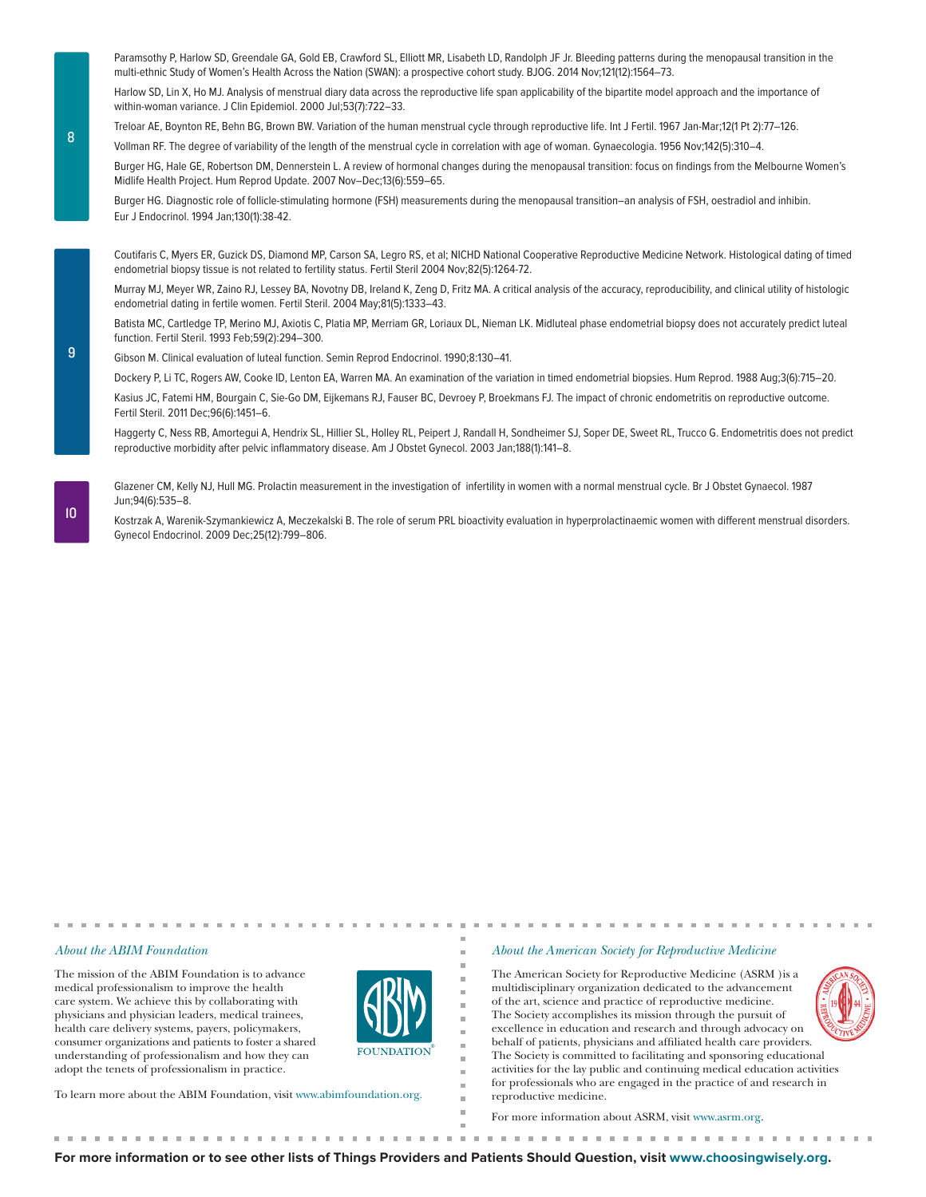**8**

Paramsothy P, Harlow SD, Greendale GA, Gold EB, Crawford SL, Elliott MR, Lisabeth LD, Randolph JF Jr. Bleeding patterns during the menopausal transition in the multi-ethnic Study of Women's Health Across the Nation (SWAN): a prospective cohort study. BJOG. 2014 Nov;121(12):1564–73.

Harlow SD, Lin X, Ho MJ. Analysis of menstrual diary data across the reproductive life span applicability of the bipartite model approach and the importance of within-woman variance. J Clin Epidemiol. 2000 Jul;53(7):722–33.

Treloar AE, Boynton RE, Behn BG, Brown BW. Variation of the human menstrual cycle through reproductive life. Int J Fertil. 1967 Jan-Mar;12(1 Pt 2):77–126.

Vollman RF. The degree of variability of the length of the menstrual cycle in correlation with age of woman. Gynaecologia. 1956 Nov;142(5):310–4.

Burger HG, Hale GE, Robertson DM, Dennerstein L. A review of hormonal changes during the menopausal transition: focus on findings from the Melbourne Women's Midlife Health Project. Hum Reprod Update. 2007 Nov–Dec;13(6):559–65.

Burger HG. Diagnostic role of follicle-stimulating hormone (FSH) measurements during the menopausal transition–an analysis of FSH, oestradiol and inhibin. Eur J Endocrinol. 1994 Jan;130(1):38-42.

**9**

Coutifaris C, Myers ER, Guzick DS, Diamond MP, Carson SA, Legro RS, et al; NICHD National Cooperative Reproductive Medicine Network. Histological dating of timed endometrial biopsy tissue is not related to fertility status. Fertil Steril 2004 Nov;82(5):1264-72.

Murray MJ, Meyer WR, Zaino RJ, Lessey BA, Novotny DB, Ireland K, Zeng D, Fritz MA. A critical analysis of the accuracy, reproducibility, and clinical utility of histologic endometrial dating in fertile women. Fertil Steril. 2004 May;81(5):1333–43.

Batista MC, Cartledge TP, Merino MJ, Axiotis C, Platia MP, Merriam GR, Loriaux DL, Nieman LK. Midluteal phase endometrial biopsy does not accurately predict luteal function. Fertil Steril. 1993 Feb;59(2):294–300.

Gibson M. Clinical evaluation of luteal function. Semin Reprod Endocrinol. 1990;8:130–41.

Dockery P, Li TC, Rogers AW, Cooke ID, Lenton EA, Warren MA. An examination of the variation in timed endometrial biopsies. Hum Reprod. 1988 Aug;3(6):715–20.

Kasius JC, Fatemi HM, Bourgain C, Sie-Go DM, Eijkemans RJ, Fauser BC, Devroey P, Broekmans FJ. The impact of chronic endometritis on reproductive outcome. Fertil Steril. 2011 Dec;96(6):1451–6.

Haggerty C, Ness RB, Amortegui A, Hendrix SL, Hillier SL, Holley RL, Peipert J, Randall H, Sondheimer SJ, Soper DE, Sweet RL, Trucco G. Endometritis does not predict reproductive morbidity after pelvic inflammatory disease. Am J Obstet Gynecol. 2003 Jan;188(1):141–8.

**10**

Glazener CM, Kelly NJ, Hull MG. Prolactin measurement in the investigation of infertility in women with a normal menstrual cycle. Br J Obstet Gynaecol. 1987 Jun;94(6):535–8.

Kostrzak A, Warenik-Szymankiewicz A, Meczekalski B. The role of serum PRL bioactivity evaluation in hyperprolactinaemic women with different menstrual disorders. Gynecol Endocrinol. 2009 Dec;25(12):799–806.

### *About the ABIM Foundation*

The mission of the ABIM Foundation is to advance medical professionalism to improve the health care system. We achieve this by collaborating with physicians and physician leaders, medical trainees, health care delivery systems, payers, policymakers, consumer organizations and patients to foster a shared understanding of professionalism and how they can adopt the tenets of professionalism in practice.

To learn more about the ABIM Foundation, visit www.abimfoundation.org.

### *About the American Society for Reproductive Medicine*

The American Society for Reproductive Medicine (ASRM )is a multidisciplinary organization dedicated to the advancement of the art, science and practice of reproductive medicine. The Society accomplishes its mission through the pursuit of excellence in education and research and through advocacy on behalf of patients, physicians and affiliated health care providers. The Society is committed to facilitating and sponsoring educational activities for the lay public and continuing medical education activities for professionals who are engaged in the practice of and research in reproductive medicine.

For more information about ASRM, visit www.asrm.org.

**For more information or to see other lists of Things Providers and Patients Should Question, visit www.choosingwisely.org.**